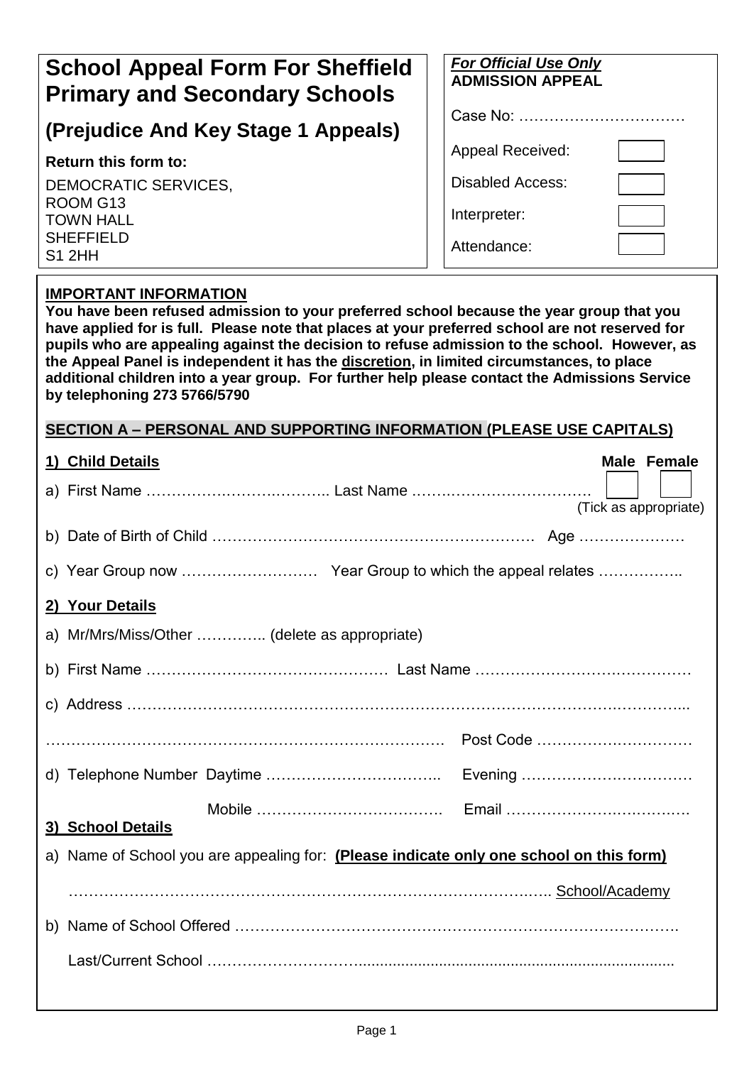# School Appeal Form For Sheffield Primary and Secondary Schools

## (Prejudice And Key Stage 1 Appeals)

**Return this form to:**

DEMOCRATIC SERVICES,
ROOM G13
TOWN HALL
SHEFFIELD
S1 2HH

***For Official Use Only***
**ADMISSION APPEAL**

Case No: ……………………………

Appeal Received:

Disabled Access:

Interpreter:

Attendance:

**IMPORTANT INFORMATION**

**You have been refused admission to your preferred school because the year group that you have applied for is full. Please note that places at your preferred school are not reserved for pupils who are appealing against the decision to refuse admission to the school. However, as the Appeal Panel is independent it has the discretion, in limited circumstances, to place additional children into a year group. For further help please contact the Admissions Service by telephoning 273 5766/5790**

**SECTION A – PERSONAL AND SUPPORTING INFORMATION (PLEASE USE CAPITALS)**

**1) Child Details** **Male Female**

a) First Name ……………………………… Last Name ……………………………… (Tick as appropriate)

b) Date of Birth of Child ………………………………………………………… Age …………………

c) Year Group now ……………………… Year Group to which the appeal relates ……………..

**2) Your Details**

a) Mr/Mrs/Miss/Other ………….. (delete as appropriate)

b) First Name ………………………………………… Last Name ……………………………………

c) Address ………………………………………………………………………………………………...

……………………………………………………………………… Post Code …………………………

d) Telephone Number Daytime …………………………….. Evening ……………………………

Mobile ………………………………. Email ……………………………….

**3) School Details**

a) Name of School you are appealing for: **(Please indicate only one school on this form)**

……………………………………………………………………………………….. School/Academy

b) Name of School Offered …………………………………………………………………………….

Last/Current School ………………………..........................................................................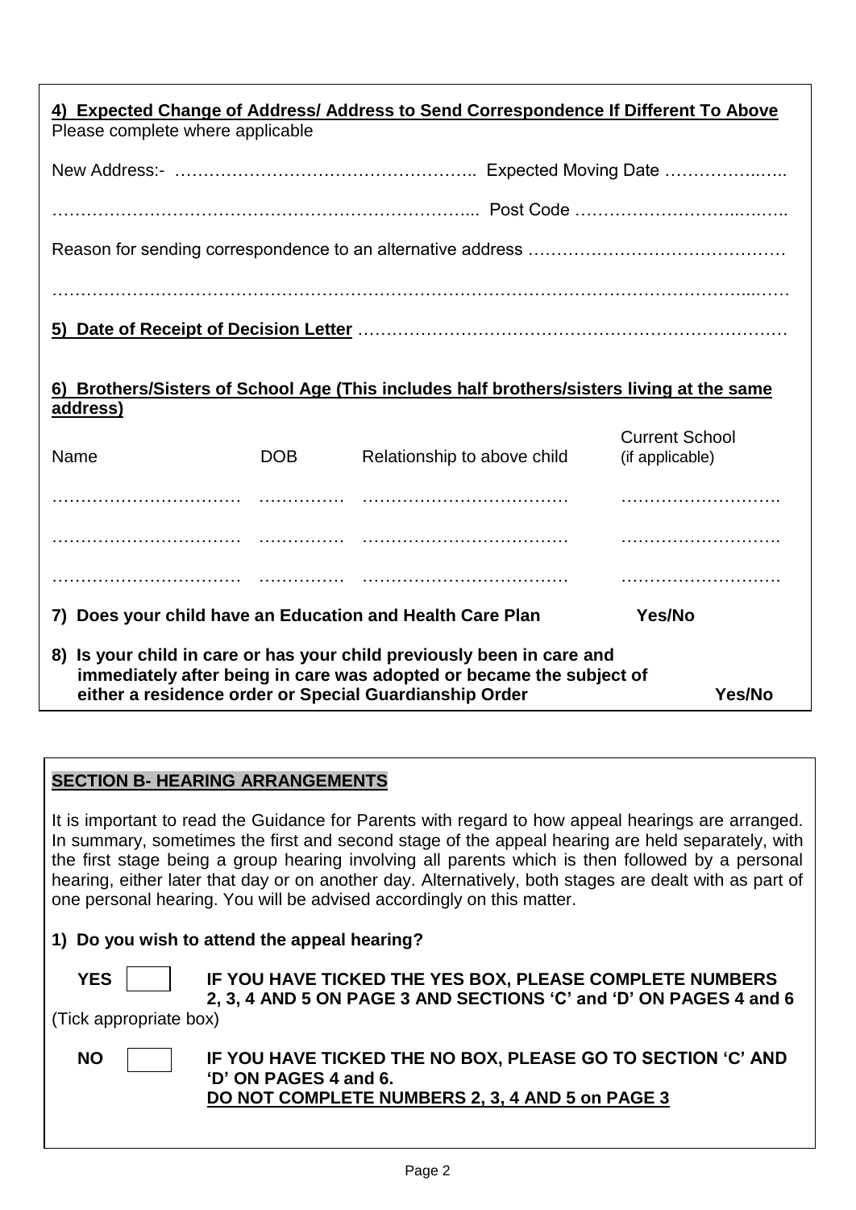**4) Expected Change of Address/ Address to Send Correspondence If Different To Above**

Please complete where applicable

New Address:- …………………………………………….. Expected Moving Date ……………..…..

……………………………………………………………... Post Code ……………………….……..

Reason for sending correspondence to an alternative address ………………………………………

…………………………………………………………………………………………………………...……

**5) Date of Receipt of Decision Letter** ……………………………………………………………………

**6) Brothers/Sisters of School Age (This includes half brothers/sisters living at the same address)**

| Name | DOB | Relationship to above child | Current School (if applicable) |
|---|---|---|---|
| …………………………… | …………… | ……………………………… | ………………………. |
| …………………………… | …………… | ……………………………… | ………………………. |
| …………………………… | …………… | ……………………………… | ………………………. |

**7) Does your child have an Education and Health Care Plan** **Yes/No**

**8) Is your child in care or has your child previously been in care and immediately after being in care was adopted or became the subject of either a residence order or Special Guardianship Order** **Yes/No**

## SECTION B- HEARING ARRANGEMENTS

It is important to read the Guidance for Parents with regard to how appeal hearings are arranged. In summary, sometimes the first and second stage of the appeal hearing are held separately, with the first stage being a group hearing involving all parents which is then followed by a personal hearing, either later that day or on another day. Alternatively, both stages are dealt with as part of one personal hearing. You will be advised accordingly on this matter.

**1) Do you wish to attend the appeal hearing?**

(Tick appropriate box)

**YES** ☐ **IF YOU HAVE TICKED THE YES BOX, PLEASE COMPLETE NUMBERS 2, 3, 4 AND 5 ON PAGE 3 AND SECTIONS 'C' and 'D' ON PAGES 4 and 6**

**NO** ☐ **IF YOU HAVE TICKED THE NO BOX, PLEASE GO TO SECTION 'C' AND 'D' ON PAGES 4 and 6.**
**DO NOT COMPLETE NUMBERS 2, 3, 4 AND 5 on PAGE 3**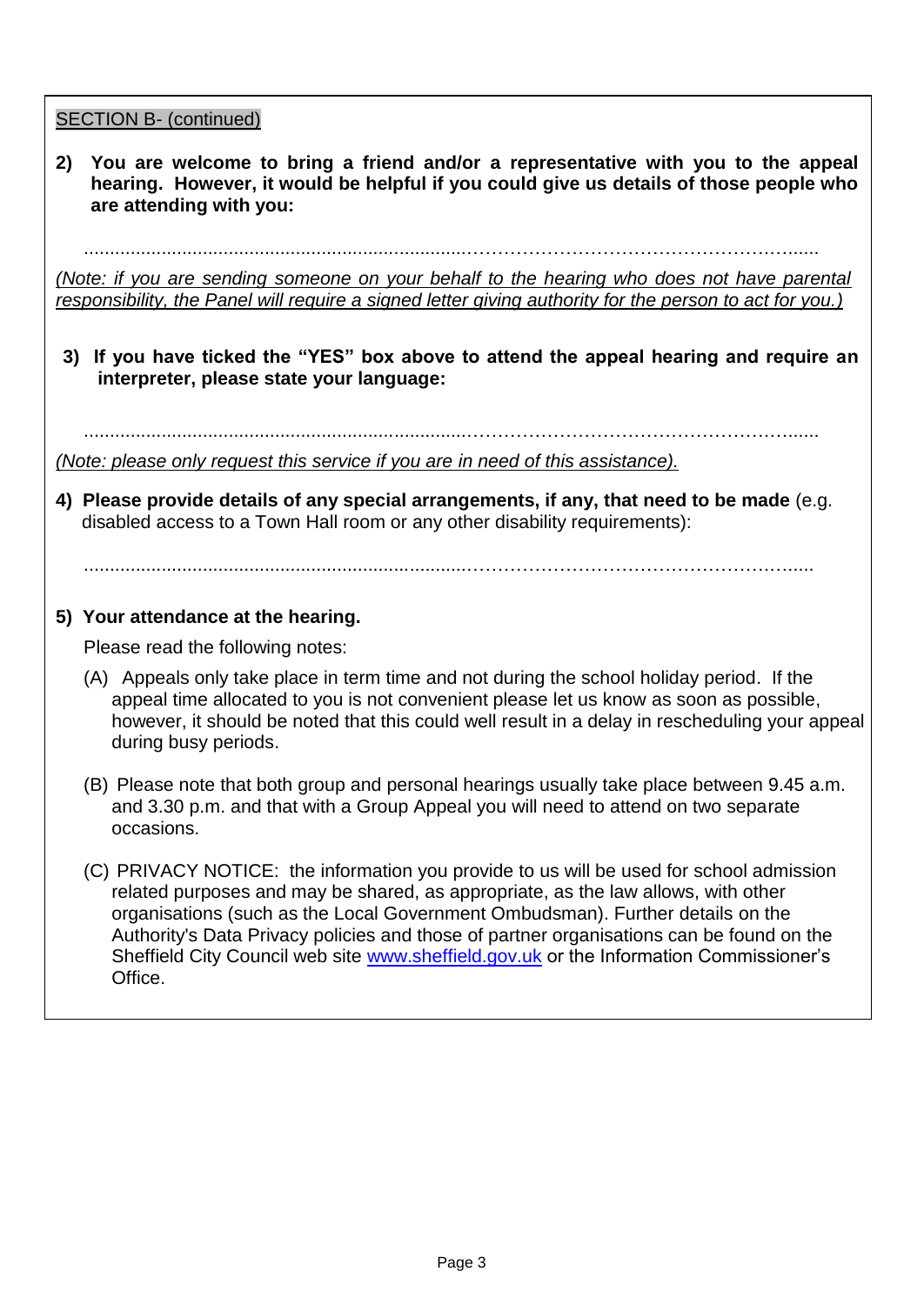SECTION B- (continued)

**2) You are welcome to bring a friend and/or a representative with you to the appeal hearing. However, it would be helpful if you could give us details of those people who are attending with you:**

..........................................................................................................................................................

*(Note: if you are sending someone on your behalf to the hearing who does not have parental responsibility, the Panel will require a signed letter giving authority for the person to act for you.)*

**3) If you have ticked the "YES" box above to attend the appeal hearing and require an interpreter, please state your language:**

..........................................................................................................................................................

*(Note: please only request this service if you are in need of this assistance).*

**4) Please provide details of any special arrangements, if any, that need to be made** (e.g. disabled access to a Town Hall room or any other disability requirements):

..........................................................................................................................................................

**5) Your attendance at the hearing.**

Please read the following notes:

(A) Appeals only take place in term time and not during the school holiday period. If the appeal time allocated to you is not convenient please let us know as soon as possible, however, it should be noted that this could well result in a delay in rescheduling your appeal during busy periods.

(B) Please note that both group and personal hearings usually take place between 9.45 a.m. and 3.30 p.m. and that with a Group Appeal you will need to attend on two separate occasions.

(C) PRIVACY NOTICE: the information you provide to us will be used for school admission related purposes and may be shared, as appropriate, as the law allows, with other organisations (such as the Local Government Ombudsman). Further details on the Authority's Data Privacy policies and those of partner organisations can be found on the Sheffield City Council web site www.sheffield.gov.uk or the Information Commissioner's Office.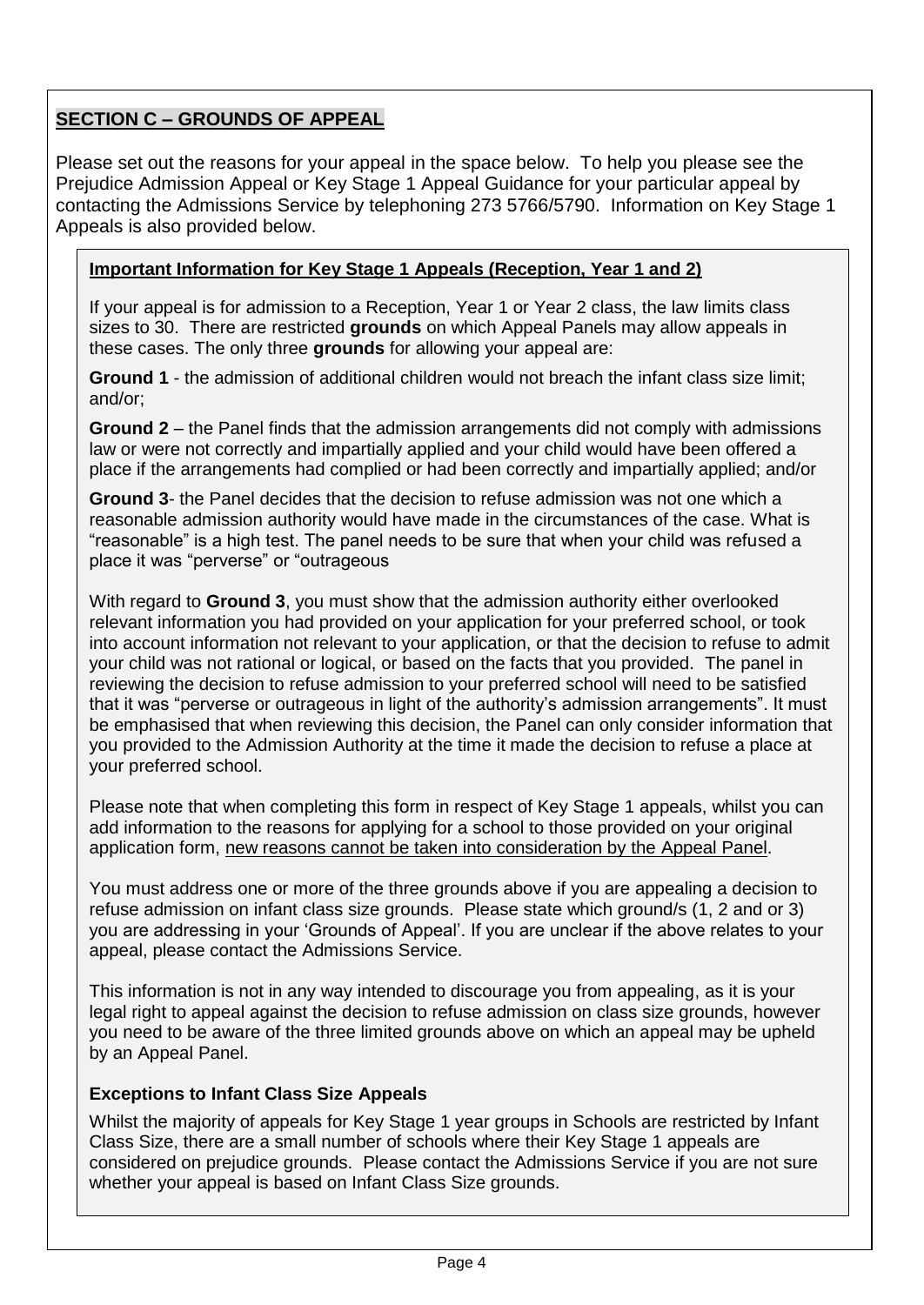## SECTION C – GROUNDS OF APPEAL

Please set out the reasons for your appeal in the space below. To help you please see the Prejudice Admission Appeal or Key Stage 1 Appeal Guidance for your particular appeal by contacting the Admissions Service by telephoning 273 5766/5790. Information on Key Stage 1 Appeals is also provided below.

### Important Information for Key Stage 1 Appeals (Reception, Year 1 and 2)

If your appeal is for admission to a Reception, Year 1 or Year 2 class, the law limits class sizes to 30. There are restricted **grounds** on which Appeal Panels may allow appeals in these cases. The only three **grounds** for allowing your appeal are:

**Ground 1** - the admission of additional children would not breach the infant class size limit; and/or;

**Ground 2** – the Panel finds that the admission arrangements did not comply with admissions law or were not correctly and impartially applied and your child would have been offered a place if the arrangements had complied or had been correctly and impartially applied; and/or

**Ground 3**- the Panel decides that the decision to refuse admission was not one which a reasonable admission authority would have made in the circumstances of the case. What is "reasonable" is a high test. The panel needs to be sure that when your child was refused a place it was "perverse" or "outrageous

With regard to **Ground 3**, you must show that the admission authority either overlooked relevant information you had provided on your application for your preferred school, or took into account information not relevant to your application, or that the decision to refuse to admit your child was not rational or logical, or based on the facts that you provided. The panel in reviewing the decision to refuse admission to your preferred school will need to be satisfied that it was "perverse or outrageous in light of the authority's admission arrangements". It must be emphasised that when reviewing this decision, the Panel can only consider information that you provided to the Admission Authority at the time it made the decision to refuse a place at your preferred school.

Please note that when completing this form in respect of Key Stage 1 appeals, whilst you can add information to the reasons for applying for a school to those provided on your original application form, new reasons cannot be taken into consideration by the Appeal Panel.

You must address one or more of the three grounds above if you are appealing a decision to refuse admission on infant class size grounds. Please state which ground/s (1, 2 and or 3) you are addressing in your 'Grounds of Appeal'. If you are unclear if the above relates to your appeal, please contact the Admissions Service.

This information is not in any way intended to discourage you from appealing, as it is your legal right to appeal against the decision to refuse admission on class size grounds, however you need to be aware of the three limited grounds above on which an appeal may be upheld by an Appeal Panel.

### Exceptions to Infant Class Size Appeals

Whilst the majority of appeals for Key Stage 1 year groups in Schools are restricted by Infant Class Size, there are a small number of schools where their Key Stage 1 appeals are considered on prejudice grounds. Please contact the Admissions Service if you are not sure whether your appeal is based on Infant Class Size grounds.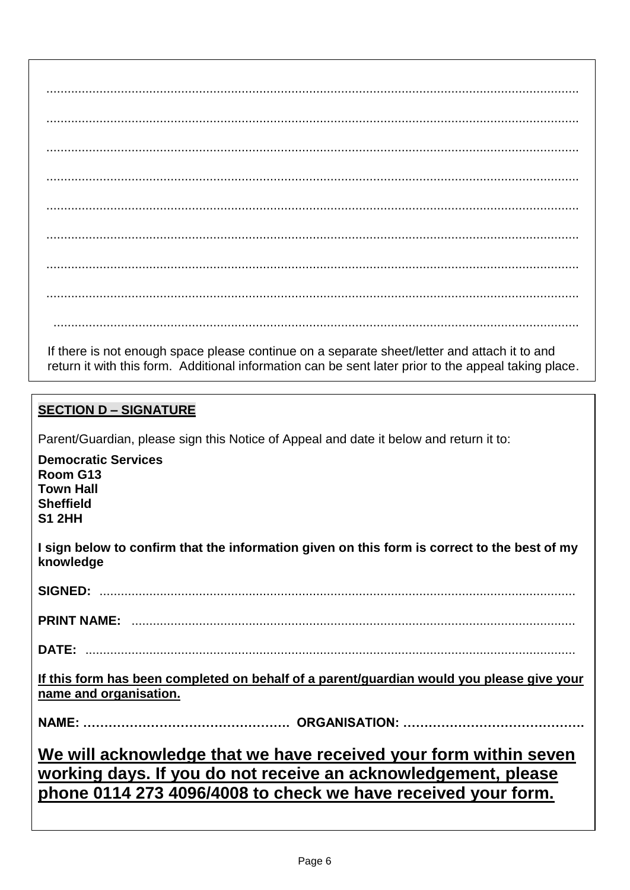.......................................................................................................................................................

.......................................................................................................................................................

.......................................................................................................................................................

.......................................................................................................................................................

.......................................................................................................................................................

.......................................................................................................................................................

.......................................................................................................................................................

.......................................................................................................................................................

.......................................................................................................................................................

If there is not enough space please continue on a separate sheet/letter and attach it to and return it with this form. Additional information can be sent later prior to the appeal taking place.

## SECTION D – SIGNATURE

Parent/Guardian, please sign this Notice of Appeal and date it below and return it to:

**Democratic Services**
**Room G13**
**Town Hall**
**Sheffield**
**S1 2HH**

**I sign below to confirm that the information given on this form is correct to the best of my knowledge**

**SIGNED:** .......................................................................................................................

**PRINT NAME:** ..............................................................................................................

**DATE:** ...........................................................................................................................

**If this form has been completed on behalf of a parent/guardian would you please give your name and organisation.**

**NAME: …………………………………………… ORGANISATION: ………………………………………**

## We will acknowledge that we have received your form within seven working days. If you do not receive an acknowledgement, please phone 0114 273 4096/4008 to check we have received your form.